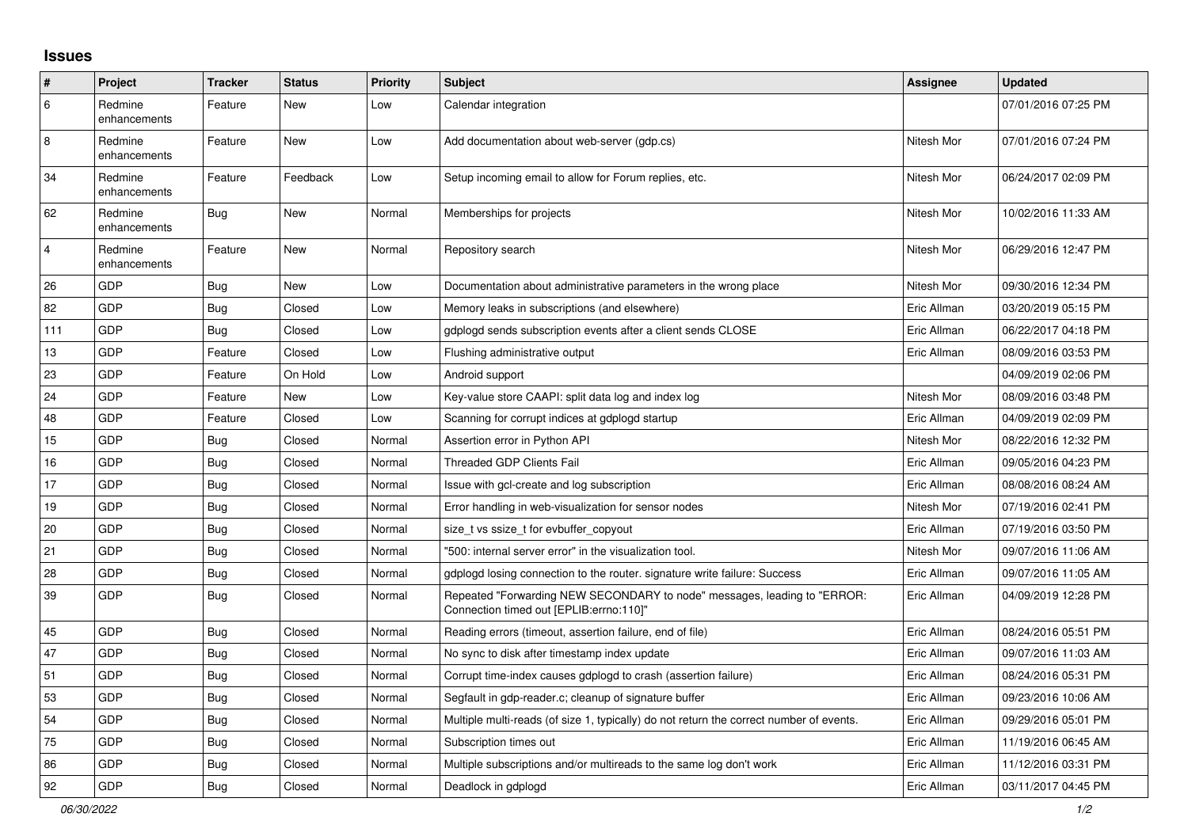## Issues

| # | Project | Tracker | Status | Priority | Subject | Assignee | Updated |
|---|---|---|---|---|---|---|---|
| 6 | Redmine enhancements | Feature | New | Low | Calendar integration | | 07/01/2016 07:25 PM |
| 8 | Redmine enhancements | Feature | New | Low | Add documentation about web-server (gdp.cs) | Nitesh Mor | 07/01/2016 07:24 PM |
| 34 | Redmine enhancements | Feature | Feedback | Low | Setup incoming email to allow for Forum replies, etc. | Nitesh Mor | 06/24/2017 02:09 PM |
| 62 | Redmine enhancements | Bug | New | Normal | Memberships for projects | Nitesh Mor | 10/02/2016 11:33 AM |
| 4 | Redmine enhancements | Feature | New | Normal | Repository search | Nitesh Mor | 06/29/2016 12:47 PM |
| 26 | GDP | Bug | New | Low | Documentation about administrative parameters in the wrong place | Nitesh Mor | 09/30/2016 12:34 PM |
| 82 | GDP | Bug | Closed | Low | Memory leaks in subscriptions (and elsewhere) | Eric Allman | 03/20/2019 05:15 PM |
| 111 | GDP | Bug | Closed | Low | gdplogd sends subscription events after a client sends CLOSE | Eric Allman | 06/22/2017 04:18 PM |
| 13 | GDP | Feature | Closed | Low | Flushing administrative output | Eric Allman | 08/09/2016 03:53 PM |
| 23 | GDP | Feature | On Hold | Low | Android support | | 04/09/2019 02:06 PM |
| 24 | GDP | Feature | New | Low | Key-value store CAAPI: split data log and index log | Nitesh Mor | 08/09/2016 03:48 PM |
| 48 | GDP | Feature | Closed | Low | Scanning for corrupt indices at gdplogd startup | Eric Allman | 04/09/2019 02:09 PM |
| 15 | GDP | Bug | Closed | Normal | Assertion error in Python API | Nitesh Mor | 08/22/2016 12:32 PM |
| 16 | GDP | Bug | Closed | Normal | Threaded GDP Clients Fail | Eric Allman | 09/05/2016 04:23 PM |
| 17 | GDP | Bug | Closed | Normal | Issue with gcl-create and log subscription | Eric Allman | 08/08/2016 08:24 AM |
| 19 | GDP | Bug | Closed | Normal | Error handling in web-visualization for sensor nodes | Nitesh Mor | 07/19/2016 02:41 PM |
| 20 | GDP | Bug | Closed | Normal | size_t vs ssize_t for evbuffer_copyout | Eric Allman | 07/19/2016 03:50 PM |
| 21 | GDP | Bug | Closed | Normal | "500: internal server error" in the visualization tool. | Nitesh Mor | 09/07/2016 11:06 AM |
| 28 | GDP | Bug | Closed | Normal | gdplogd losing connection to the router. signature write failure: Success | Eric Allman | 09/07/2016 11:05 AM |
| 39 | GDP | Bug | Closed | Normal | Repeated "Forwarding NEW SECONDARY to node" messages, leading to "ERROR: Connection timed out [EPLIB:errno:110]" | Eric Allman | 04/09/2019 12:28 PM |
| 45 | GDP | Bug | Closed | Normal | Reading errors (timeout, assertion failure, end of file) | Eric Allman | 08/24/2016 05:51 PM |
| 47 | GDP | Bug | Closed | Normal | No sync to disk after timestamp index update | Eric Allman | 09/07/2016 11:03 AM |
| 51 | GDP | Bug | Closed | Normal | Corrupt time-index causes gdplogd to crash (assertion failure) | Eric Allman | 08/24/2016 05:31 PM |
| 53 | GDP | Bug | Closed | Normal | Segfault in gdp-reader.c; cleanup of signature buffer | Eric Allman | 09/23/2016 10:06 AM |
| 54 | GDP | Bug | Closed | Normal | Multiple multi-reads (of size 1, typically) do not return the correct number of events. | Eric Allman | 09/29/2016 05:01 PM |
| 75 | GDP | Bug | Closed | Normal | Subscription times out | Eric Allman | 11/19/2016 06:45 AM |
| 86 | GDP | Bug | Closed | Normal | Multiple subscriptions and/or multireads to the same log don't work | Eric Allman | 11/12/2016 03:31 PM |
| 92 | GDP | Bug | Closed | Normal | Deadlock in gdplogd | Eric Allman | 03/11/2017 04:45 PM |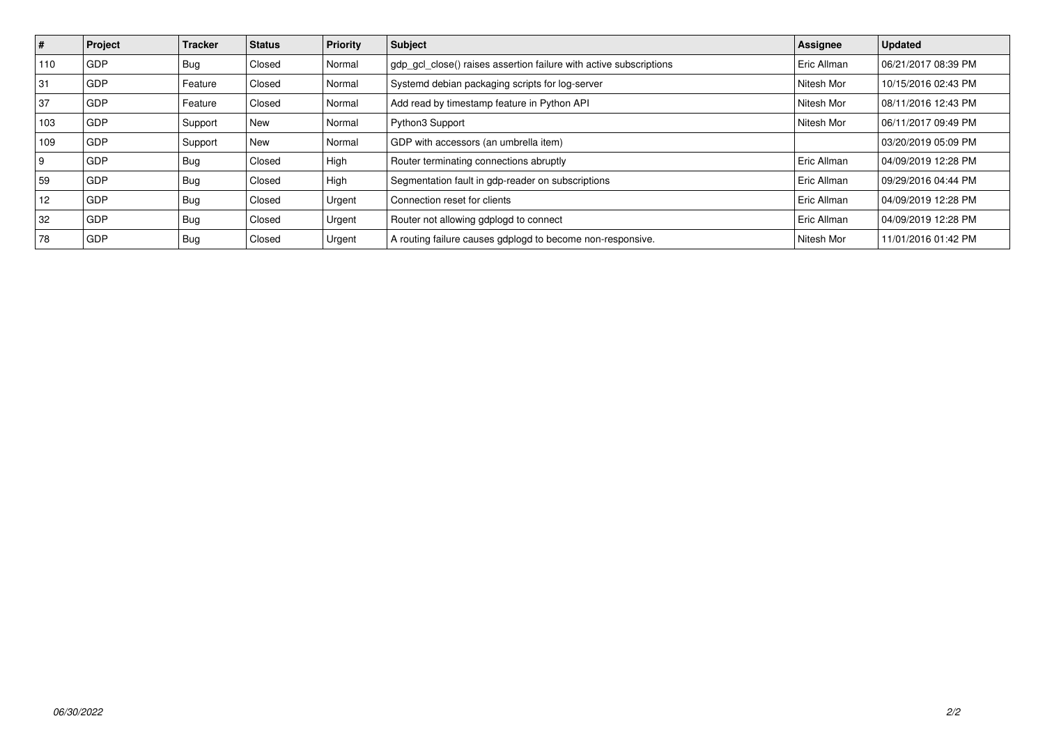| # | Project | Tracker | Status | Priority | Subject | Assignee | Updated |
|---|---|---|---|---|---|---|---|
| 110 | GDP | Bug | Closed | Normal | gdp_gcl_close() raises assertion failure with active subscriptions | Eric Allman | 06/21/2017 08:39 PM |
| 31 | GDP | Feature | Closed | Normal | Systemd debian packaging scripts for log-server | Nitesh Mor | 10/15/2016 02:43 PM |
| 37 | GDP | Feature | Closed | Normal | Add read by timestamp feature in Python API | Nitesh Mor | 08/11/2016 12:43 PM |
| 103 | GDP | Support | New | Normal | Python3 Support | Nitesh Mor | 06/11/2017 09:49 PM |
| 109 | GDP | Support | New | Normal | GDP with accessors (an umbrella item) | | 03/20/2019 05:09 PM |
| 9 | GDP | Bug | Closed | High | Router terminating connections abruptly | Eric Allman | 04/09/2019 12:28 PM |
| 59 | GDP | Bug | Closed | High | Segmentation fault in gdp-reader on subscriptions | Eric Allman | 09/29/2016 04:44 PM |
| 12 | GDP | Bug | Closed | Urgent | Connection reset for clients | Eric Allman | 04/09/2019 12:28 PM |
| 32 | GDP | Bug | Closed | Urgent | Router not allowing gdplogd to connect | Eric Allman | 04/09/2019 12:28 PM |
| 78 | GDP | Bug | Closed | Urgent | A routing failure causes gdplogd to become non-responsive. | Nitesh Mor | 11/01/2016 01:42 PM |